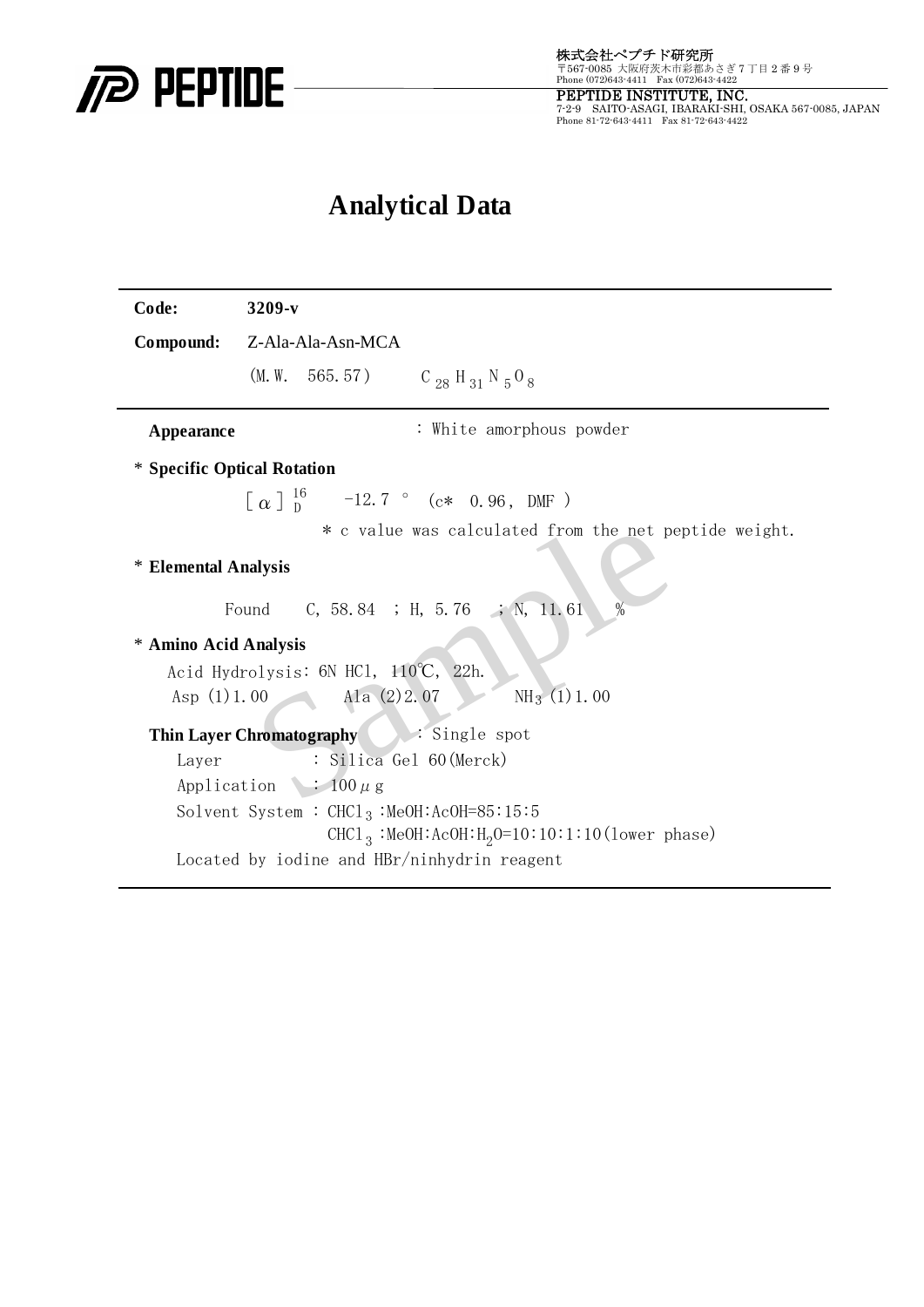株式会社ペプチド研究所
〒567-0085 大阪府茨木市彩都あさぎ 7 丁目 2 番 9 号
Phone (072)643-4411 Fax (072)643-4422

PEPTIDE INSTITUTE, INC.
7-2-9 SAITO-ASAGI, IBARAKI-SHI, OSAKA 567-0085, JAPAN
Phone 81-72-643-4411 Fax 81-72-643-4422

# Analytical Data

**Code:** **3209-v**

**Compound:** Z-Ala-Ala-Asn-MCA

(M.W. 565.57) $C_{28}H_{31}N_5O_8$

---

**Appearance** : White amorphous powder

\* **Specific Optical Rotation**

$[\alpha]^{16}_{D}$ −12.7 ° (c* 0.96, DMF )

\* c value was calculated from the net peptide weight.

\* **Elemental Analysis**

Found C, 58.84 ; H, 5.76 ; N, 11.61 %

\* **Amino Acid Analysis**

Acid Hydrolysis: 6N HCl, 110℃, 22h.

Asp (1)1.00 Ala (2)2.07 $NH_3$ (1)1.00

**Thin Layer Chromatography** : Single spot

Layer : Silica Gel 60(Merck)

Application : 100 μg

Solvent System : $CHCl_3$ :MeOH:AcOH=85:15:5

$CHCl_3$ :MeOH:AcOH:$H_2O$=10:10:1:10(lower phase)

Located by iodine and HBr/ninhydrin reagent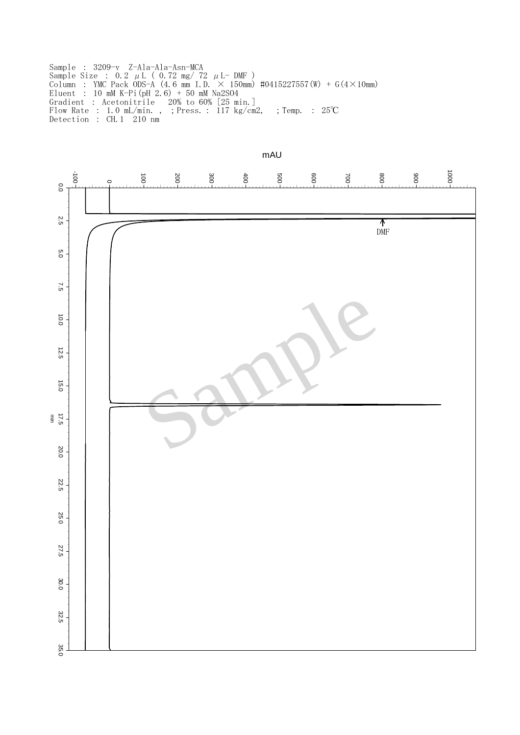Sample : 3209-v Z-Ala-Ala-Asn-MCA
Sample Size : 0.2 μL ( 0.72 mg/ 72 μL- DMF )
Column : YMC Pack ODS-A (4.6 mm I.D. × 150mm) #0415227557(W) + G(4×10mm)
Eluent : 10 mM K-Pi(pH 2.6) + 50 mM Na2SO4
Gradient : Acetonitrile 20% to 60% [25 min.]
Flow Rate : 1.0 mL/min. , ; Press. : 117 kg/cm2, ; Temp. : 25℃
Detection : CH.1 210 nm

mAU

-100
0
100
200
300
400
500
600
700
800
900
1000

0.0
2.5
5.0
7.5
10.0
12.5
15.0
17.5
20.0
22.5
25.0
27.5
30.0
32.5
35.0

min

DMF

Sample